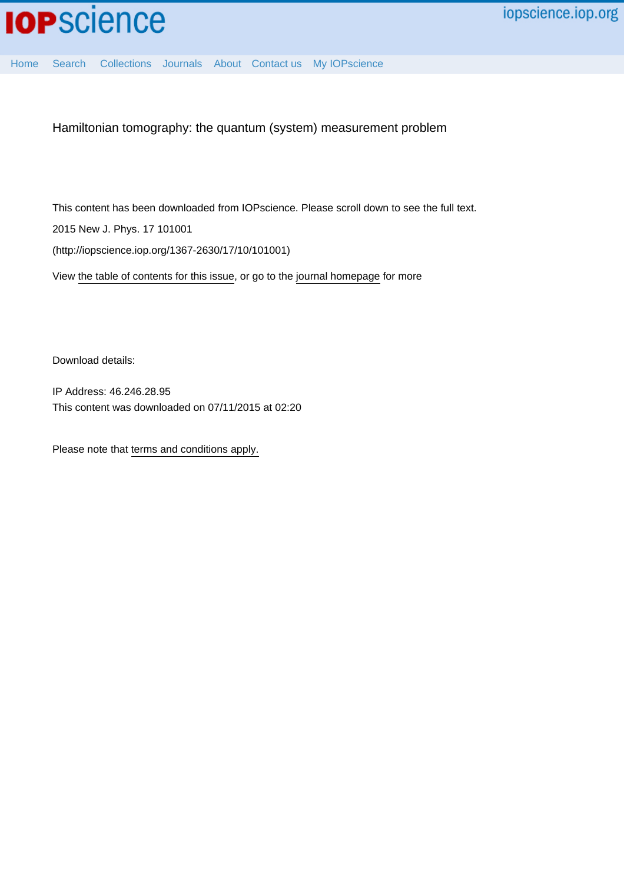IOPscience

iopscience.iop.org

Home Search Collections Journals About Contact us My IOPscience

# Hamiltonian tomography: the quantum (system) measurement problem

This content has been downloaded from IOPscience. Please scroll down to see the full text.

2015 New J. Phys. 17 101001

(http://iopscience.iop.org/1367-2630/17/10/101001)

View the table of contents for this issue, or go to the journal homepage for more

Download details:

IP Address: 46.246.28.95

This content was downloaded on 07/11/2015 at 02:20

Please note that terms and conditions apply.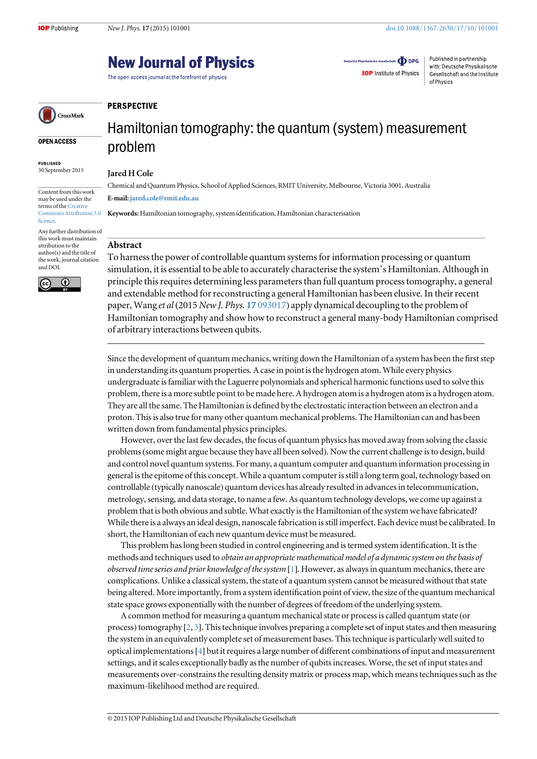PERSPECTIVE

# Hamiltonian tomography: the quantum (system) measurement problem

**Jared H Cole**

Chemical and Quantum Physics, School of Applied Sciences, RMIT University, Melbourne, Victoria 3001, Australia

**E-mail:** jared.cole@rmit.edu.au

**Keywords:** Hamiltonian tomography, system identification, Hamiltonian characterisation

OPEN ACCESS

PUBLISHED
30 September 2015

Content from this work may be used under the terms of the Creative Commons Attribution 3.0 licence.

Any further distribution of this work must maintain attribution to the author(s) and the title of the work, journal citation and DOI.

## Abstract

To harness the power of controllable quantum systems for information processing or quantum simulation, it is essential to be able to accurately characterise the system's Hamiltonian. Although in principle this requires determining less parameters than full quantum process tomography, a general and extendable method for reconstructing a general Hamiltonian has been elusive. In their recent paper, Wang *et al* (2015 *New J. Phys.* **17** 093017) apply dynamical decoupling to the problem of Hamiltonian tomography and show how to reconstruct a general many-body Hamiltonian comprised of arbitrary interactions between qubits.

Since the development of quantum mechanics, writing down the Hamiltonian of a system has been the first step in understanding its quantum properties. A case in point is the hydrogen atom. While every physics undergraduate is familiar with the Laguerre polynomials and spherical harmonic functions used to solve this problem, there is a more subtle point to be made here. A hydrogen atom is a hydrogen atom is a hydrogen atom. They are all the same. The Hamiltonian is defined by the electrostatic interaction between an electron and a proton. This is also true for many other quantum mechanical problems. The Hamiltonian can and has been written down from fundamental physics principles.

However, over the last few decades, the focus of quantum physics has moved away from solving the classic problems (some might argue because they have all been solved). Now the current challenge is to design, build and control novel quantum systems. For many, a quantum computer and quantum information processing in general is the epitome of this concept. While a quantum computer is still a long term goal, technology based on controllable (typically nanoscale) quantum devices has already resulted in advances in telecommunication, metrology, sensing, and data storage, to name a few. As quantum technology develops, we come up against a problem that is both obvious and subtle. What exactly is the Hamiltonian of the system we have fabricated? While there is a always an ideal design, nanoscale fabrication is still imperfect. Each device must be calibrated. In short, the Hamiltonian of each new quantum device must be measured.

This problem has long been studied in control engineering and is termed system identification. It is the methods and techniques used to *obtain an appropriate mathematical model of a dynamic system on the basis of observed time series and prior knowledge of the system* [1]. However, as always in quantum mechanics, there are complications. Unlike a classical system, the state of a quantum system cannot be measured without that state being altered. More importantly, from a system identification point of view, the size of the quantum mechanical state space grows exponentially with the number of degrees of freedom of the underlying system.

A common method for measuring a quantum mechanical state or process is called quantum state (or process) tomography [2, 3]. This technique involves preparing a complete set of input states and then measuring the system in an equivalently complete set of measurement bases. This technique is particularly well suited to optical implementations [4] but it requires a large number of different combinations of input and measurement settings, and it scales exceptionally badly as the number of qubits increases. Worse, the set of input states and measurements over-constrains the resulting density matrix or process map, which means techniques such as the maximum-likelihood method are required.

© 2015 IOP Publishing Ltd and Deutsche Physikalische Gesellschaft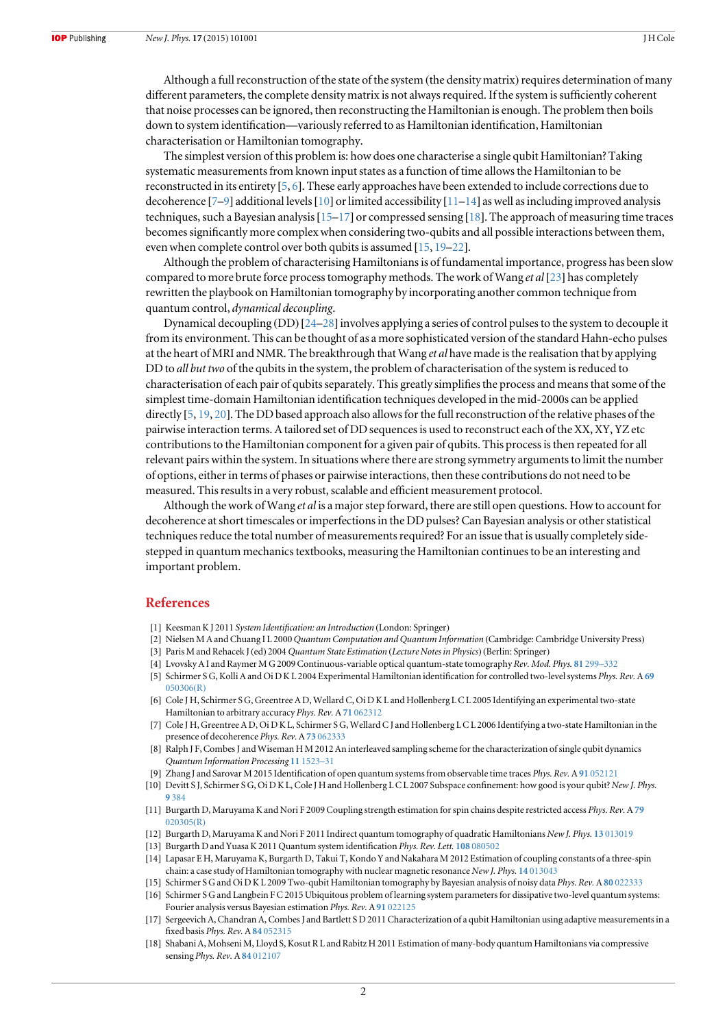Although a full reconstruction of the state of the system (the density matrix) requires determination of many different parameters, the complete density matrix is not always required. If the system is sufficiently coherent that noise processes can be ignored, then reconstructing the Hamiltonian is enough. The problem then boils down to system identification—variously referred to as Hamiltonian identification, Hamiltonian characterisation or Hamiltonian tomography.

The simplest version of this problem is: how does one characterise a single qubit Hamiltonian? Taking systematic measurements from known input states as a function of time allows the Hamiltonian to be reconstructed in its entirety [5, 6]. These early approaches have been extended to include corrections due to decoherence [7–9] additional levels [10] or limited accessibility [11–14] as well as including improved analysis techniques, such a Bayesian analysis [15–17] or compressed sensing [18]. The approach of measuring time traces becomes significantly more complex when considering two-qubits and all possible interactions between them, even when complete control over both qubits is assumed [15, 19–22].

Although the problem of characterising Hamiltonians is of fundamental importance, progress has been slow compared to more brute force process tomography methods. The work of Wang *et al* [23] has completely rewritten the playbook on Hamiltonian tomography by incorporating another common technique from quantum control, *dynamical decoupling*.

Dynamical decoupling (DD) [24–28] involves applying a series of control pulses to the system to decouple it from its environment. This can be thought of as a more sophisticated version of the standard Hahn-echo pulses at the heart of MRI and NMR. The breakthrough that Wang *et al* have made is the realisation that by applying DD to *all but two* of the qubits in the system, the problem of characterisation of the system is reduced to characterisation of each pair of qubits separately. This greatly simplifies the process and means that some of the simplest time-domain Hamiltonian identification techniques developed in the mid-2000s can be applied directly [5, 19, 20]. The DD based approach also allows for the full reconstruction of the relative phases of the pairwise interaction terms. A tailored set of DD sequences is used to reconstruct each of the XX, XY, YZ etc contributions to the Hamiltonian component for a given pair of qubits. This process is then repeated for all relevant pairs within the system. In situations where there are strong symmetry arguments to limit the number of options, either in terms of phases or pairwise interactions, then these contributions do not need to be measured. This results in a very robust, scalable and efficient measurement protocol.

Although the work of Wang *et al* is a major step forward, there are still open questions. How to account for decoherence at short timescales or imperfections in the DD pulses? Can Bayesian analysis or other statistical techniques reduce the total number of measurements required? For an issue that is usually completely side-stepped in quantum mechanics textbooks, measuring the Hamiltonian continues to be an interesting and important problem.

## References

[1] Keesman K J 2011 *System Identification: an Introduction* (London: Springer)

[2] Nielsen M A and Chuang I L 2000 *Quantum Computation and Quantum Information* (Cambridge: Cambridge University Press)

[3] Paris M and Rehacek J (ed) 2004 *Quantum State Estimation* (*Lecture Notes in Physics*) (Berlin: Springer)

[4] Lvovsky A I and Raymer M G 2009 Continuous-variable optical quantum-state tomography *Rev. Mod. Phys.* **81** 299–332

[5] Schirmer S G, Kolli A and Oi D K L 2004 Experimental Hamiltonian identification for controlled two-level systems *Phys. Rev.* A **69** 050306(R)

[6] Cole J H, Schirmer S G, Greentree A D, Wellard C, Oi D K L and Hollenberg L C L 2005 Identifying an experimental two-state Hamiltonian to arbitrary accuracy *Phys. Rev.* A **71** 062312

[7] Cole J H, Greentree A D, Oi D K L, Schirmer S G, Wellard C J and Hollenberg L C L 2006 Identifying a two-state Hamiltonian in the presence of decoherence *Phys. Rev.* A **73** 062333

[8] Ralph J F, Combes J and Wiseman H M 2012 An interleaved sampling scheme for the characterization of single qubit dynamics *Quantum Information Processing* **11** 1523–31

[9] Zhang J and Sarovar M 2015 Identification of open quantum systems from observable time traces *Phys. Rev.* A **91** 052121

[10] Devitt S J, Schirmer S G, Oi D K L, Cole J H and Hollenberg L C L 2007 Subspace confinement: how good is your qubit? *New J. Phys.* **9** 384

[11] Burgarth D, Maruyama K and Nori F 2009 Coupling strength estimation for spin chains despite restricted access *Phys. Rev.* A **79** 020305(R)

[12] Burgarth D, Maruyama K and Nori F 2011 Indirect quantum tomography of quadratic Hamiltonians *New J. Phys.* **13** 013019

[13] Burgarth D and Yuasa K 2011 Quantum system identification *Phys. Rev. Lett.* **108** 080502

[14] Lapasar E H, Maruyama K, Burgarth D, Takui T, Kondo Y and Nakahara M 2012 Estimation of coupling constants of a three-spin chain: a case study of Hamiltonian tomography with nuclear magnetic resonance *New J. Phys.* **14** 013043

[15] Schirmer S G and Oi D K L 2009 Two-qubit Hamiltonian tomography by Bayesian analysis of noisy data *Phys. Rev.* A **80** 022333

[16] Schirmer S G and Langbein F C 2015 Ubiquitous problem of learning system parameters for dissipative two-level quantum systems: Fourier analysis versus Bayesian estimation *Phys. Rev.* A **91** 022125

[17] Sergeevich A, Chandran A, Combes J and Bartlett S D 2011 Characterization of a qubit Hamiltonian using adaptive measurements in a fixed basis *Phys. Rev.* A **84** 052315

[18] Shabani A, Mohseni M, Lloyd S, Kosut R L and Rabitz H 2011 Estimation of many-body quantum Hamiltonians via compressive sensing *Phys. Rev.* A **84** 012107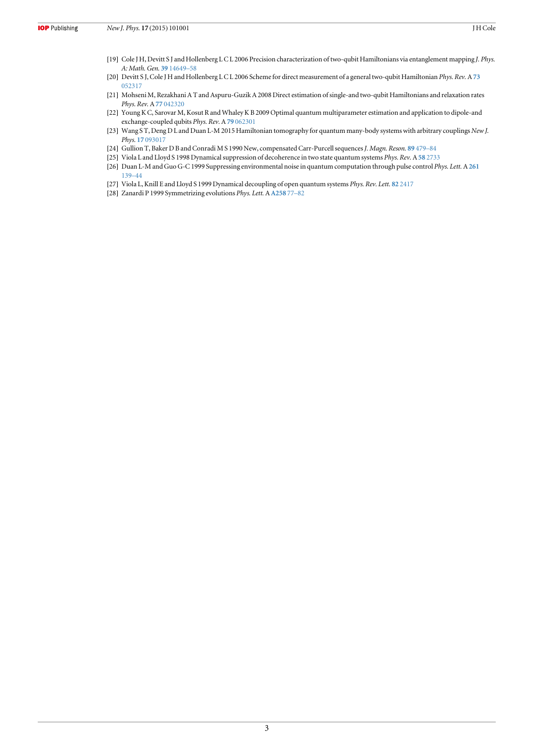[19] Cole J H, Devitt S J and Hollenberg L C L 2006 Precision characterization of two-qubit Hamiltonians via entanglement mapping *J. Phys. A: Math. Gen.* **39** 14649–58

[20] Devitt S J, Cole J H and Hollenberg L C L 2006 Scheme for direct measurement of a general two-qubit Hamiltonian *Phys. Rev.* A **73** 052317

[21] Mohseni M, Rezakhani A T and Aspuru-Guzik A 2008 Direct estimation of single-and two-qubit Hamiltonians and relaxation rates *Phys. Rev.* A **77** 042320

[22] Young K C, Sarovar M, Kosut R and Whaley K B 2009 Optimal quantum multiparameter estimation and application to dipole-and exchange-coupled qubits *Phys. Rev.* A **79** 062301

[23] Wang S T, Deng D L and Duan L-M 2015 Hamiltonian tomography for quantum many-body systems with arbitrary couplings *New J. Phys.* **17** 093017

[24] Gullion T, Baker D B and Conradi M S 1990 New, compensated Carr-Purcell sequences *J. Magn. Reson.* **89** 479–84

[25] Viola L and Lloyd S 1998 Dynamical suppression of decoherence in two state quantum systems *Phys. Rev.* A **58** 2733

[26] Duan L-M and Guo G-C 1999 Suppressing environmental noise in quantum computation through pulse control *Phys. Lett.* A **261** 139–44

[27] Viola L, Knill E and Lloyd S 1999 Dynamical decoupling of open quantum systems *Phys. Rev. Lett.* **82** 2417

[28] Zanardi P 1999 Symmetrizing evolutions *Phys. Lett.* A **A258** 77–82